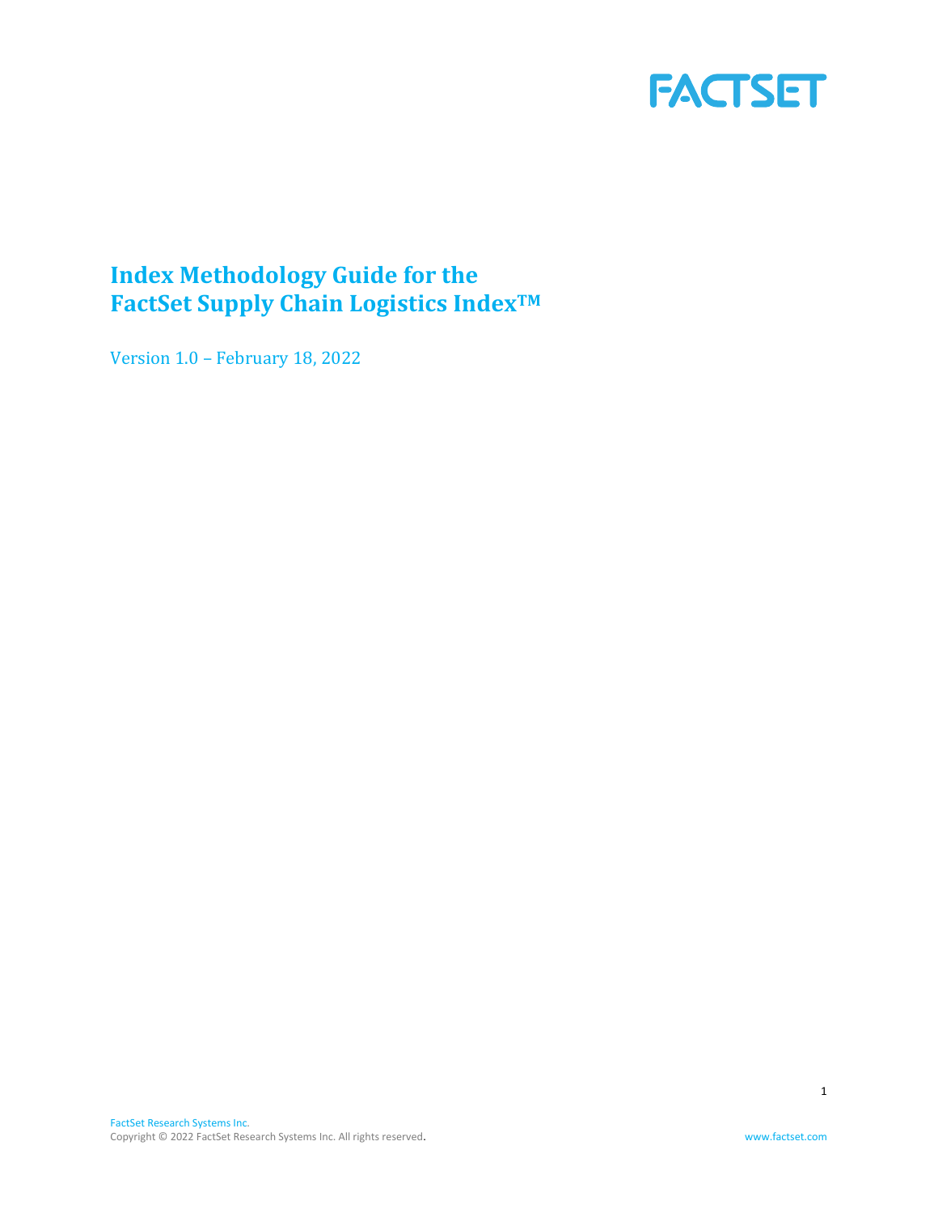# Index Methodology Guide for the FactSet Supply Chain Logistics Index™

Version 1.0 – February 18, 2022

FactSet Research Systems Inc.
Copyright © 2022 FactSet Research Systems Inc. All rights reserved.

www.factset.com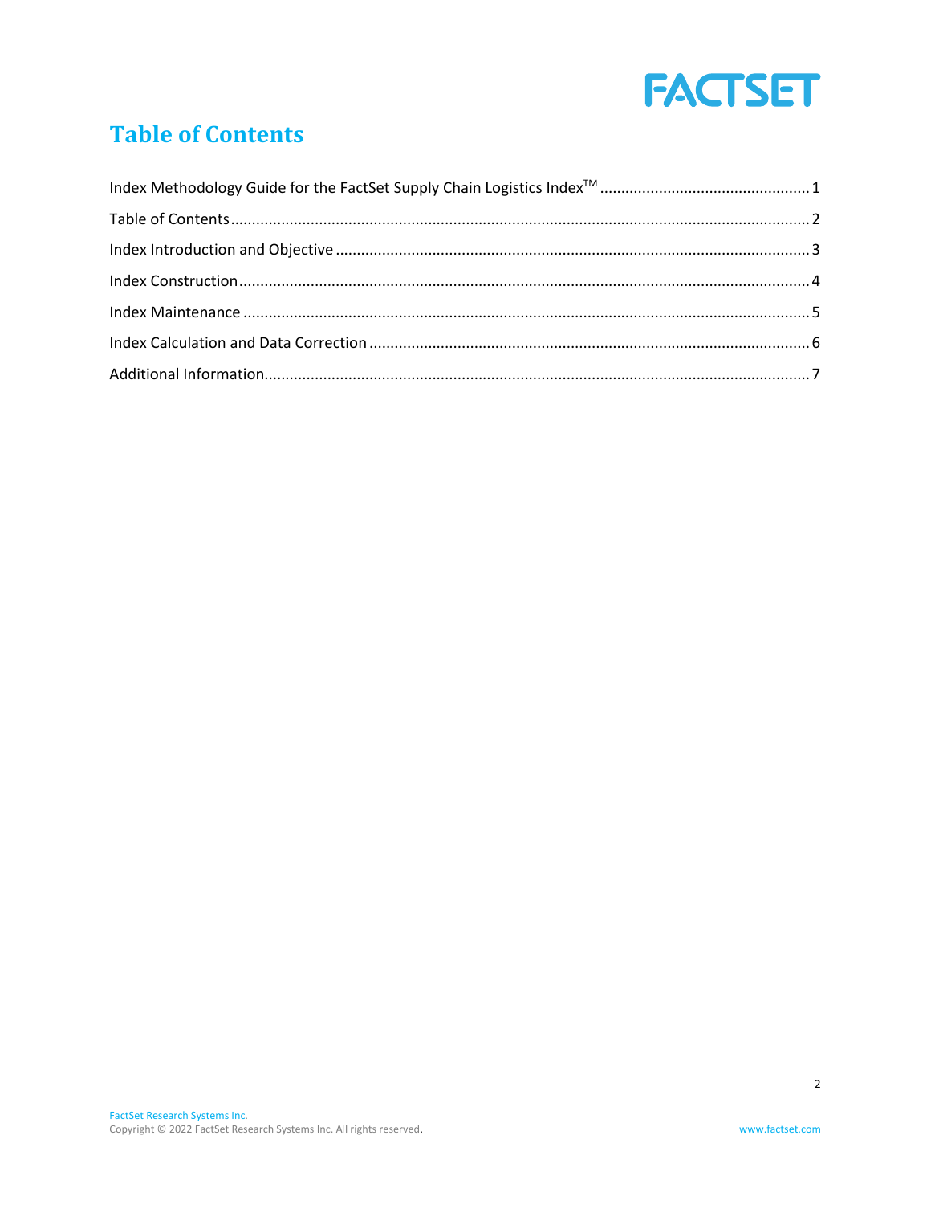# Table of Contents

Index Methodology Guide for the FactSet Supply Chain Logistics Index™ .................................................. 1

Table of Contents .......................................................................................................................................... 2

Index Introduction and Objective ................................................................................................................. 3

Index Construction ........................................................................................................................................ 4

Index Maintenance ........................................................................................................................................ 5

Index Calculation and Data Correction ......................................................................................................... 6

Additional Information ................................................................................................................................... 7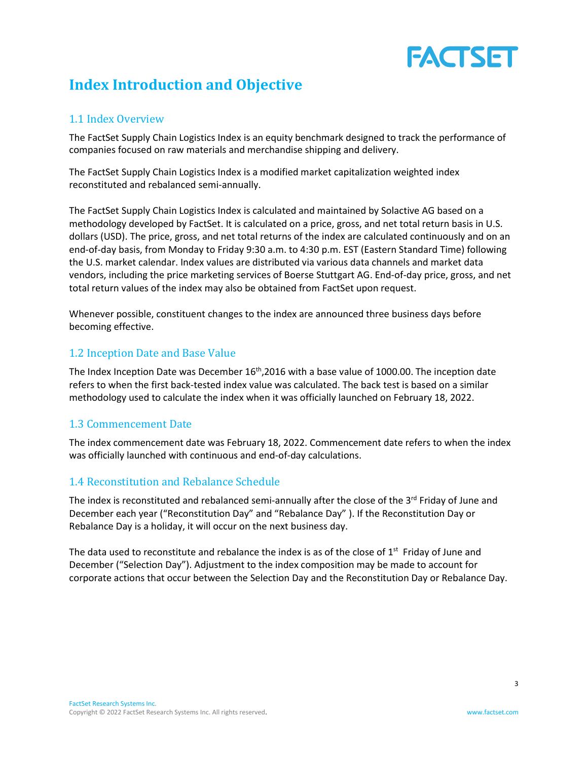# Index Introduction and Objective

## 1.1 Index Overview

The FactSet Supply Chain Logistics Index is an equity benchmark designed to track the performance of companies focused on raw materials and merchandise shipping and delivery.

The FactSet Supply Chain Logistics Index is a modified market capitalization weighted index reconstituted and rebalanced semi-annually.

The FactSet Supply Chain Logistics Index is calculated and maintained by Solactive AG based on a methodology developed by FactSet. It is calculated on a price, gross, and net total return basis in U.S. dollars (USD). The price, gross, and net total returns of the index are calculated continuously and on an end-of-day basis, from Monday to Friday 9:30 a.m. to 4:30 p.m. EST (Eastern Standard Time) following the U.S. market calendar. Index values are distributed via various data channels and market data vendors, including the price marketing services of Boerse Stuttgart AG. End-of-day price, gross, and net total return values of the index may also be obtained from FactSet upon request.

Whenever possible, constituent changes to the index are announced three business days before becoming effective.

## 1.2 Inception Date and Base Value

The Index Inception Date was December 16th,2016 with a base value of 1000.00. The inception date refers to when the first back-tested index value was calculated. The back test is based on a similar methodology used to calculate the index when it was officially launched on February 18, 2022.

## 1.3 Commencement Date

The index commencement date was February 18, 2022. Commencement date refers to when the index was officially launched with continuous and end-of-day calculations.

## 1.4 Reconstitution and Rebalance Schedule

The index is reconstituted and rebalanced semi-annually after the close of the 3rd Friday of June and December each year ("Reconstitution Day" and "Rebalance Day" ). If the Reconstitution Day or Rebalance Day is a holiday, it will occur on the next business day.

The data used to reconstitute and rebalance the index is as of the close of 1st Friday of June and December ("Selection Day"). Adjustment to the index composition may be made to account for corporate actions that occur between the Selection Day and the Reconstitution Day or Rebalance Day.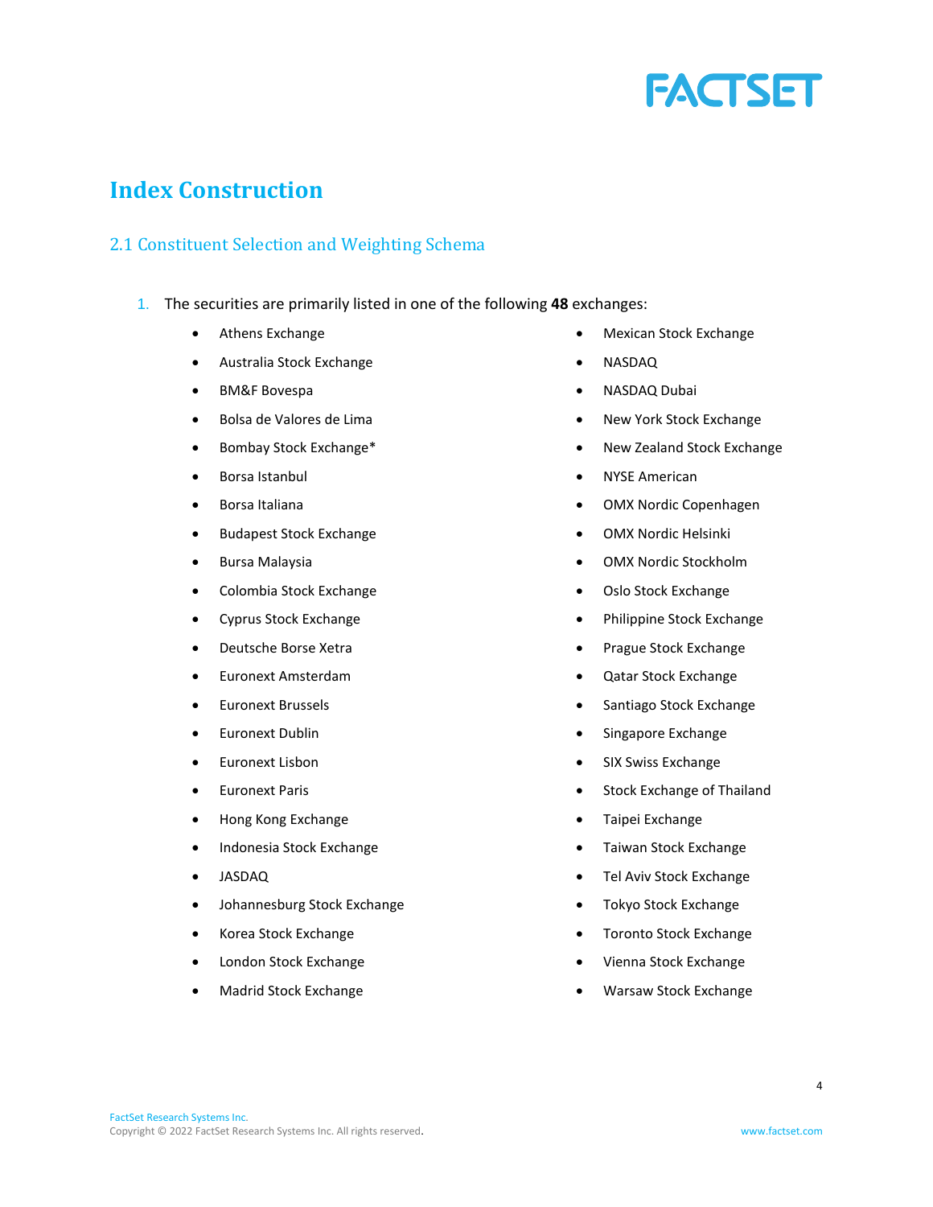# Index Construction

## 2.1 Constituent Selection and Weighting Schema

1. The securities are primarily listed in one of the following **48** exchanges:

- Athens Exchange
- Australia Stock Exchange
- BM&F Bovespa
- Bolsa de Valores de Lima
- Bombay Stock Exchange*
- Borsa Istanbul
- Borsa Italiana
- Budapest Stock Exchange
- Bursa Malaysia
- Colombia Stock Exchange
- Cyprus Stock Exchange
- Deutsche Borse Xetra
- Euronext Amsterdam
- Euronext Brussels
- Euronext Dublin
- Euronext Lisbon
- Euronext Paris
- Hong Kong Exchange
- Indonesia Stock Exchange
- JASDAQ
- Johannesburg Stock Exchange
- Korea Stock Exchange
- London Stock Exchange
- Madrid Stock Exchange
- Mexican Stock Exchange
- NASDAQ
- NASDAQ Dubai
- New York Stock Exchange
- New Zealand Stock Exchange
- NYSE American
- OMX Nordic Copenhagen
- OMX Nordic Helsinki
- OMX Nordic Stockholm
- Oslo Stock Exchange
- Philippine Stock Exchange
- Prague Stock Exchange
- Qatar Stock Exchange
- Santiago Stock Exchange
- Singapore Exchange
- SIX Swiss Exchange
- Stock Exchange of Thailand
- Taipei Exchange
- Taiwan Stock Exchange
- Tel Aviv Stock Exchange
- Tokyo Stock Exchange
- Toronto Stock Exchange
- Vienna Stock Exchange
- Warsaw Stock Exchange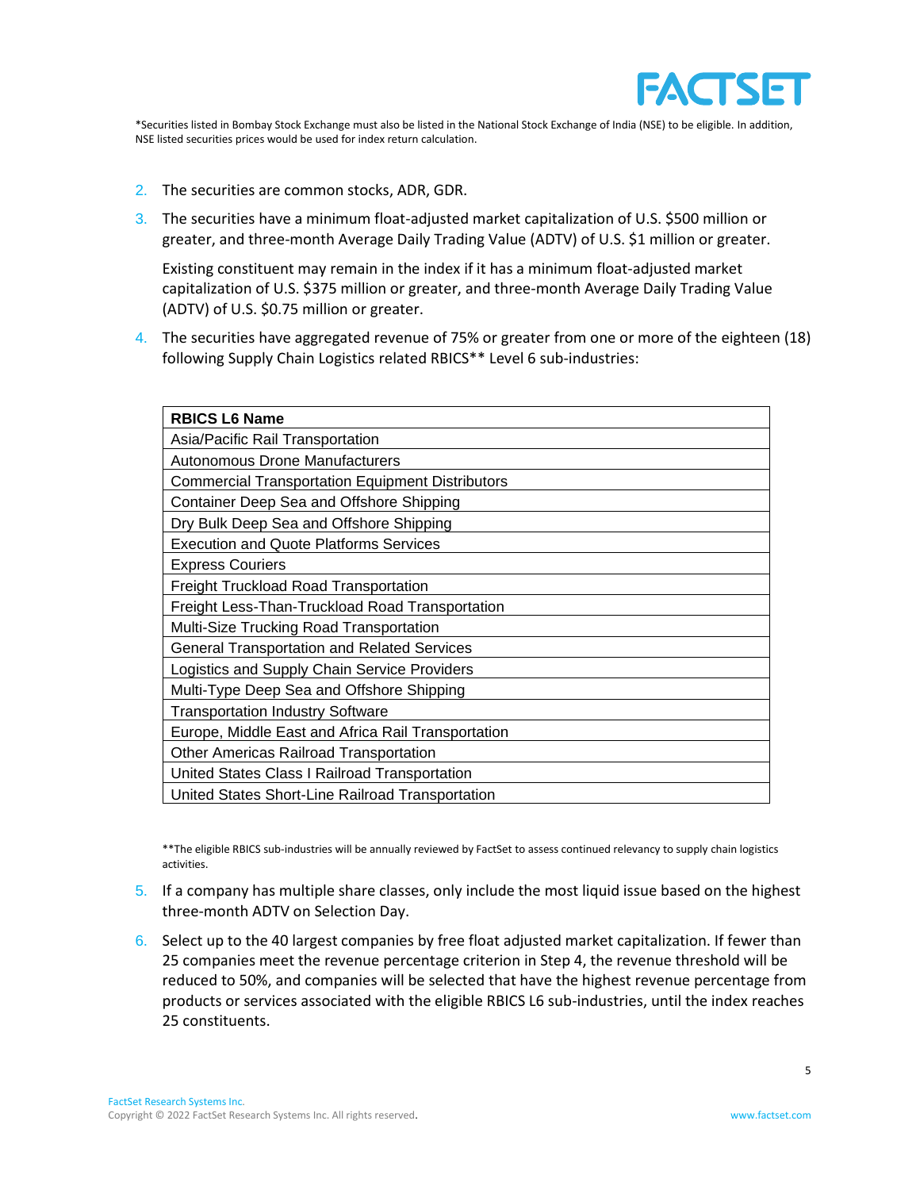*Securities listed in Bombay Stock Exchange must also be listed in the National Stock Exchange of India (NSE) to be eligible. In addition, NSE listed securities prices would be used for index return calculation.

2. The securities are common stocks, ADR, GDR.
3. The securities have a minimum float-adjusted market capitalization of U.S. $500 million or greater, and three-month Average Daily Trading Value (ADTV) of U.S. $1 million or greater.

   Existing constituent may remain in the index if it has a minimum float-adjusted market capitalization of U.S. $375 million or greater, and three-month Average Daily Trading Value (ADTV) of U.S. $0.75 million or greater.
4. The securities have aggregated revenue of 75% or greater from one or more of the eighteen (18) following Supply Chain Logistics related RBICS** Level 6 sub-industries:

| RBICS L6 Name |
|---|
| Asia/Pacific Rail Transportation |
| Autonomous Drone Manufacturers |
| Commercial Transportation Equipment Distributors |
| Container Deep Sea and Offshore Shipping |
| Dry Bulk Deep Sea and Offshore Shipping |
| Execution and Quote Platforms Services |
| Express Couriers |
| Freight Truckload Road Transportation |
| Freight Less-Than-Truckload Road Transportation |
| Multi-Size Trucking Road Transportation |
| General Transportation and Related Services |
| Logistics and Supply Chain Service Providers |
| Multi-Type Deep Sea and Offshore Shipping |
| Transportation Industry Software |
| Europe, Middle East and Africa Rail Transportation |
| Other Americas Railroad Transportation |
| United States Class I Railroad Transportation |
| United States Short-Line Railroad Transportation |

**The eligible RBICS sub-industries will be annually reviewed by FactSet to assess continued relevancy to supply chain logistics activities.

5. If a company has multiple share classes, only include the most liquid issue based on the highest three-month ADTV on Selection Day.
6. Select up to the 40 largest companies by free float adjusted market capitalization. If fewer than 25 companies meet the revenue percentage criterion in Step 4, the revenue threshold will be reduced to 50%, and companies will be selected that have the highest revenue percentage from products or services associated with the eligible RBICS L6 sub-industries, until the index reaches 25 constituents.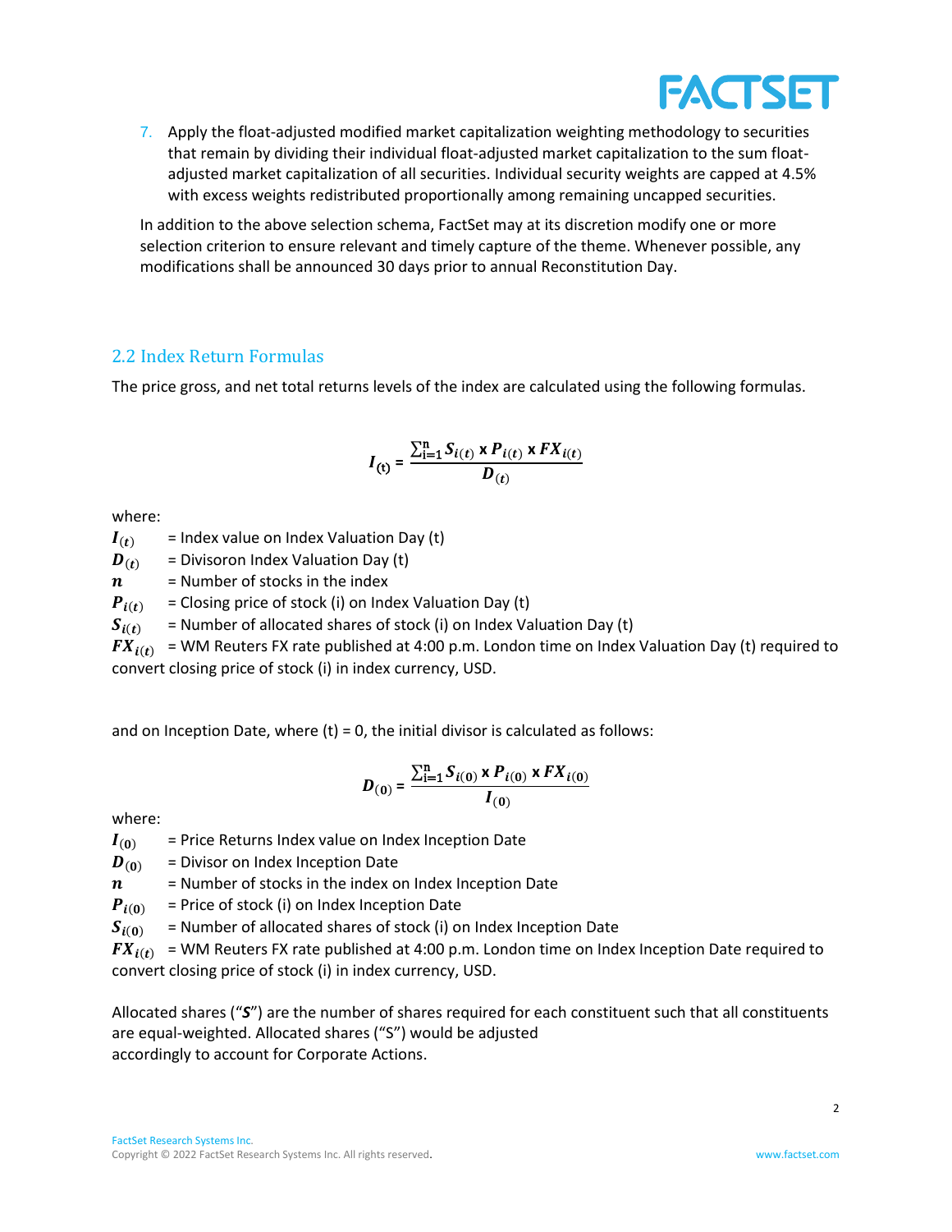7. Apply the float-adjusted modified market capitalization weighting methodology to securities that remain by dividing their individual float-adjusted market capitalization to the sum float-adjusted market capitalization of all securities. Individual security weights are capped at 4.5% with excess weights redistributed proportionally among remaining uncapped securities.

In addition to the above selection schema, FactSet may at its discretion modify one or more selection criterion to ensure relevant and timely capture of the theme. Whenever possible, any modifications shall be announced 30 days prior to annual Reconstitution Day.

## 2.2 Index Return Formulas

The price gross, and net total returns levels of the index are calculated using the following formulas.

$$I_{(t)} = \frac{\sum_{i=1}^{n} S_{i(t)} \text{ x } P_{i(t)} \text{ x } FX_{i(t)}}{D_{(t)}}$$

where:

$I_{(t)}$ = Index value on Index Valuation Day (t)
$D_{(t)}$ = Divisoron Index Valuation Day (t)
$n$ = Number of stocks in the index
$P_{i(t)}$ = Closing price of stock (i) on Index Valuation Day (t)
$S_{i(t)}$ = Number of allocated shares of stock (i) on Index Valuation Day (t)
$FX_{i(t)}$ = WM Reuters FX rate published at 4:00 p.m. London time on Index Valuation Day (t) required to convert closing price of stock (i) in index currency, USD.

and on Inception Date, where (t) = 0, the initial divisor is calculated as follows:

$$D_{(0)} = \frac{\sum_{i=1}^{n} S_{i(0)} \text{ x } P_{i(0)} \text{ x } FX_{i(0)}}{I_{(0)}}$$

where:

$I_{(0)}$ = Price Returns Index value on Index Inception Date
$D_{(0)}$ = Divisor on Index Inception Date
$n$ = Number of stocks in the index on Index Inception Date
$P_{i(0)}$ = Price of stock (i) on Index Inception Date
$S_{i(0)}$ = Number of allocated shares of stock (i) on Index Inception Date
$FX_{i(t)}$ = WM Reuters FX rate published at 4:00 p.m. London time on Index Inception Date required to convert closing price of stock (i) in index currency, USD.

Allocated shares ("***S***") are the number of shares required for each constituent such that all constituents are equal-weighted. Allocated shares ("S") would be adjusted accordingly to account for Corporate Actions.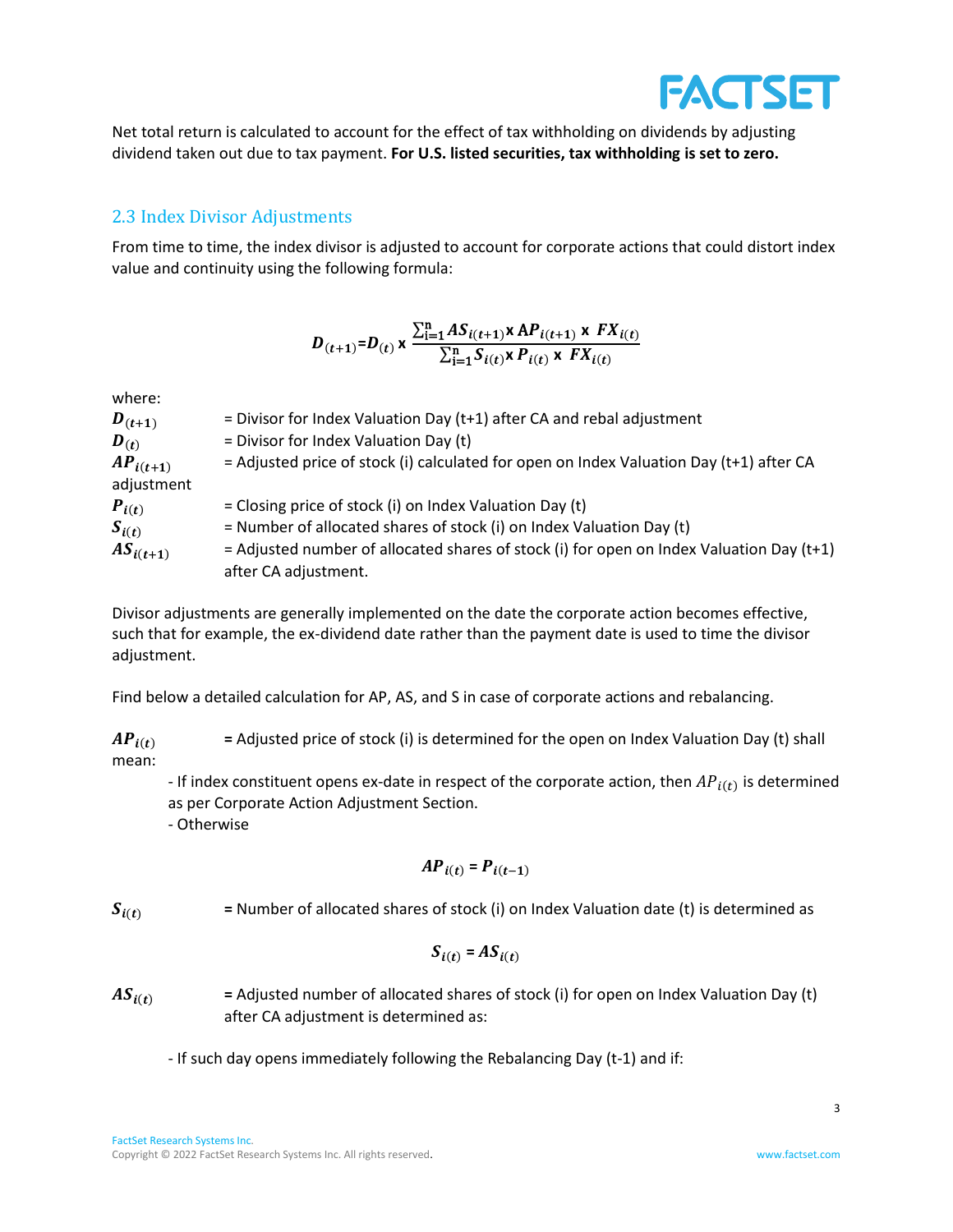Net total return is calculated to account for the effect of tax withholding on dividends by adjusting dividend taken out due to tax payment. **For U.S. listed securities, tax withholding is set to zero.**

## 2.3 Index Divisor Adjustments

From time to time, the index divisor is adjusted to account for corporate actions that could distort index value and continuity using the following formula:

$$D_{(t+1)} = D_{(t)} \times \frac{\sum_{i=1}^{n} AS_{i(t+1)} \times AP_{i(t+1)} \times FX_{i(t)}}{\sum_{i=1}^{n} S_{i(t)} \times P_{i(t)} \times FX_{i(t)}}$$

where:

$D_{(t+1)}$ = Divisor for Index Valuation Day (t+1) after CA and rebal adjustment

$D_{(t)}$ = Divisor for Index Valuation Day (t)

$AP_{i(t+1)}$ = Adjusted price of stock (i) calculated for open on Index Valuation Day (t+1) after CA adjustment

$P_{i(t)}$ = Closing price of stock (i) on Index Valuation Day (t)

$S_{i(t)}$ = Number of allocated shares of stock (i) on Index Valuation Day (t)

$AS_{i(t+1)}$ = Adjusted number of allocated shares of stock (i) for open on Index Valuation Day (t+1) after CA adjustment.

Divisor adjustments are generally implemented on the date the corporate action becomes effective, such that for example, the ex-dividend date rather than the payment date is used to time the divisor adjustment.

Find below a detailed calculation for AP, AS, and S in case of corporate actions and rebalancing.

$AP_{i(t)}$ = Adjusted price of stock (i) is determined for the open on Index Valuation Day (t) shall mean:

- If index constituent opens ex-date in respect of the corporate action, then $AP_{i(t)}$ is determined as per Corporate Action Adjustment Section.
- Otherwise

$$AP_{i(t)} = P_{i(t-1)}$$

$S_{i(t)}$ = Number of allocated shares of stock (i) on Index Valuation date (t) is determined as

$$S_{i(t)} = AS_{i(t)}$$

$AS_{i(t)}$ = Adjusted number of allocated shares of stock (i) for open on Index Valuation Day (t) after CA adjustment is determined as:

- If such day opens immediately following the Rebalancing Day (t-1) and if: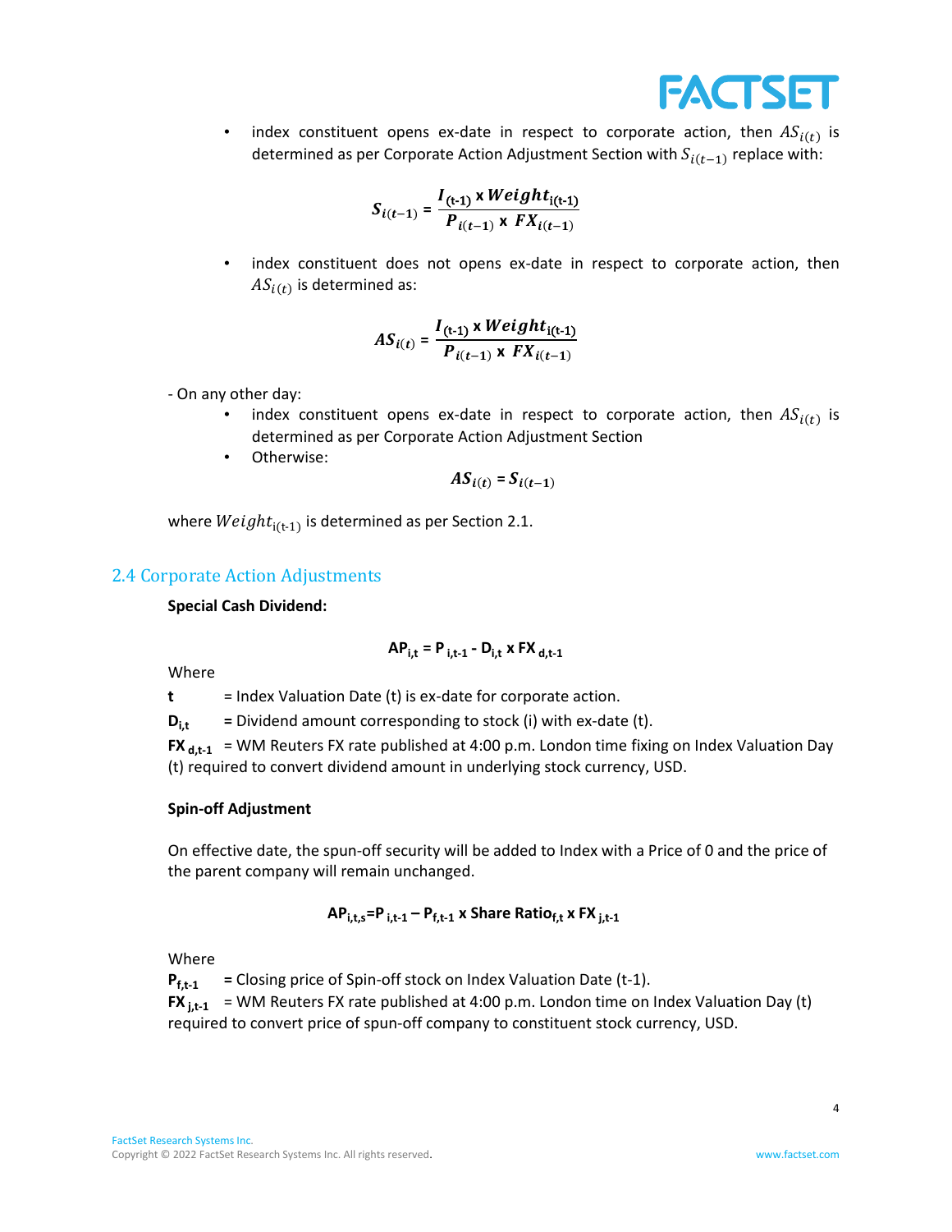- index constituent opens ex-date in respect to corporate action, then $AS_{i(t)}$ is determined as per Corporate Action Adjustment Section with $S_{i(t-1)}$ replace with:

$$S_{i(t-1)} = \frac{I_{(t-1)} \times Weight_{i(t-1)}}{P_{i(t-1)} \times FX_{i(t-1)}}$$

- index constituent does not opens ex-date in respect to corporate action, then $AS_{i(t)}$ is determined as:

$$AS_{i(t)} = \frac{I_{(t-1)} \times Weight_{i(t-1)}}{P_{i(t-1)} \times FX_{i(t-1)}}$$

- On any other day:

- index constituent opens ex-date in respect to corporate action, then $AS_{i(t)}$ is determined as per Corporate Action Adjustment Section
- Otherwise:

$$AS_{i(t)} = S_{i(t-1)}$$

where $Weight_{i(t-1)}$ is determined as per Section 2.1.

## 2.4 Corporate Action Adjustments

**Special Cash Dividend:**

$$AP_{i,t} = P_{i,t-1} - D_{i,t} \times FX_{d,t-1}$$

Where

**t** = Index Valuation Date (t) is ex-date for corporate action.

$D_{i,t}$ = Dividend amount corresponding to stock (i) with ex-date (t).

$FX_{d,t-1}$ = WM Reuters FX rate published at 4:00 p.m. London time fixing on Index Valuation Day (t) required to convert dividend amount in underlying stock currency, USD.

**Spin-off Adjustment**

On effective date, the spun-off security will be added to Index with a Price of 0 and the price of the parent company will remain unchanged.

$$AP_{i,t,s} = P_{i,t-1} - P_{f,t-1} \times Share\ Ratio_{f,t} \times FX_{j,t-1}$$

Where

$P_{f,t-1}$ = Closing price of Spin-off stock on Index Valuation Date (t-1).

$FX_{j,t-1}$ = WM Reuters FX rate published at 4:00 p.m. London time on Index Valuation Day (t) required to convert price of spun-off company to constituent stock currency, USD.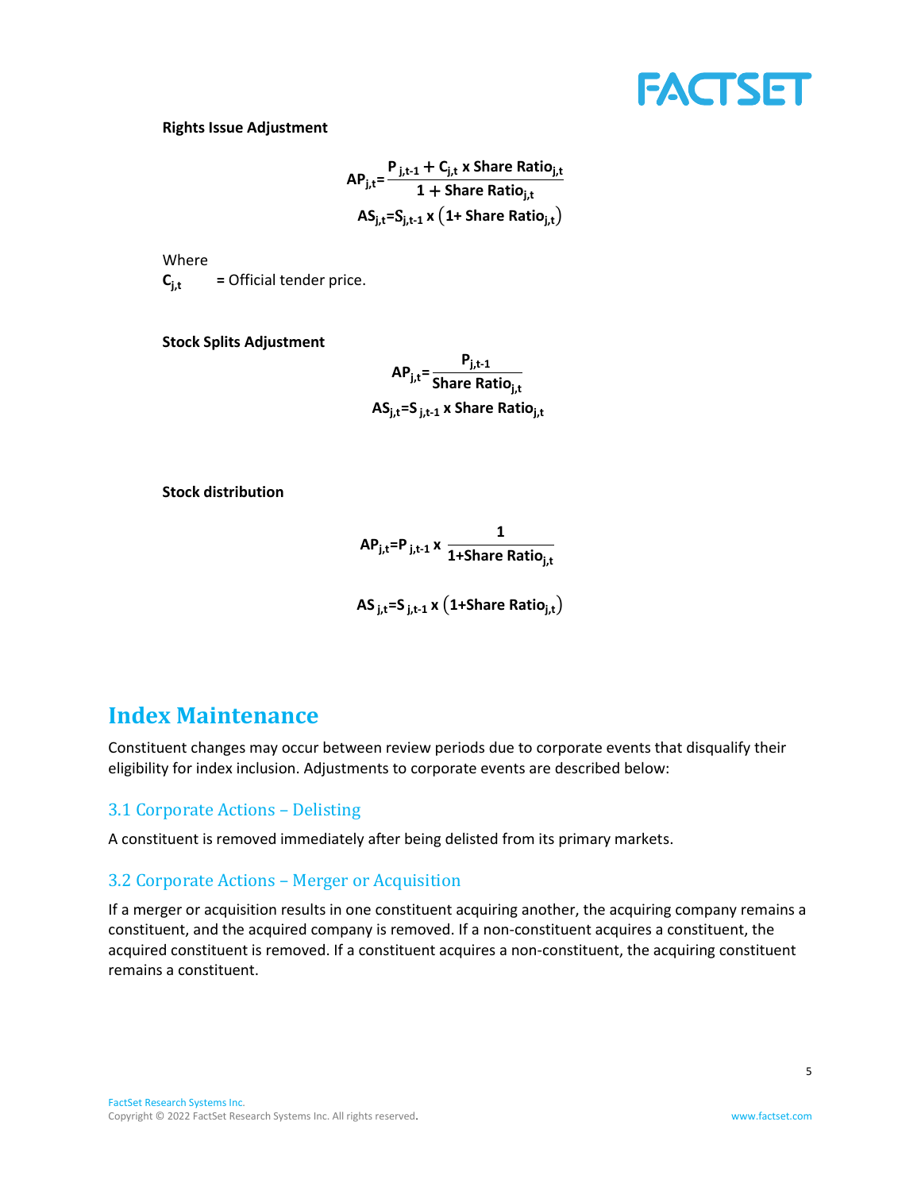**Rights Issue Adjustment**

$$AP_{j,t} = \frac{P_{j,t-1} + C_{j,t} \times \text{Share Ratio}_{j,t}}{1 + \text{Share Ratio}_{j,t}}$$

$$AS_{j,t} = S_{j,t-1} \times \left(1 + \text{Share Ratio}_{j,t}\right)$$

Where

$C_{j,t}$ = Official tender price.

**Stock Splits Adjustment**

$$AP_{j,t} = \frac{P_{j,t-1}}{\text{Share Ratio}_{j,t}}$$

$$AS_{j,t} = S_{j,t-1} \times \text{Share Ratio}_{j,t}$$

**Stock distribution**

$$AP_{j,t} = P_{j,t-1} \times \frac{1}{1 + \text{Share Ratio}_{j,t}}$$

$$AS_{j,t} = S_{j,t-1} \times \left(1 + \text{Share Ratio}_{j,t}\right)$$

# Index Maintenance

Constituent changes may occur between review periods due to corporate events that disqualify their eligibility for index inclusion. Adjustments to corporate events are described below:

## 3.1 Corporate Actions – Delisting

A constituent is removed immediately after being delisted from its primary markets.

## 3.2 Corporate Actions – Merger or Acquisition

If a merger or acquisition results in one constituent acquiring another, the acquiring company remains a constituent, and the acquired company is removed. If a non-constituent acquires a constituent, the acquired constituent is removed. If a constituent acquires a non-constituent, the acquiring constituent remains a constituent.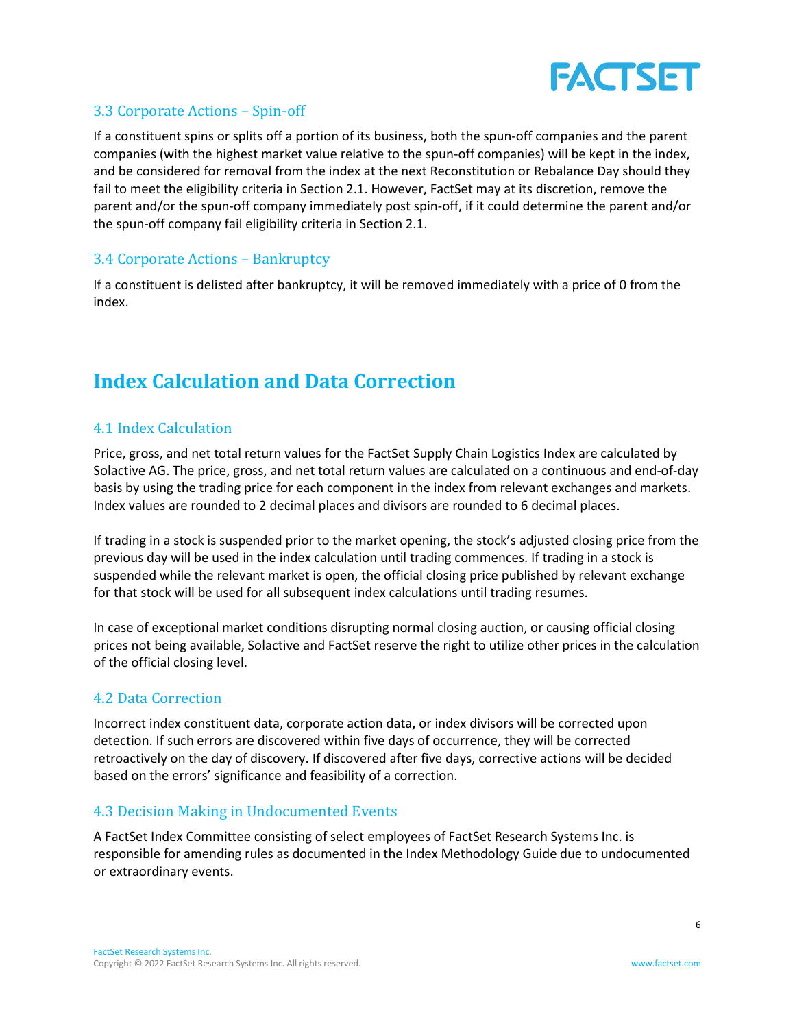### 3.3 Corporate Actions – Spin-off

If a constituent spins or splits off a portion of its business, both the spun-off companies and the parent companies (with the highest market value relative to the spun-off companies) will be kept in the index, and be considered for removal from the index at the next Reconstitution or Rebalance Day should they fail to meet the eligibility criteria in Section 2.1. However, FactSet may at its discretion, remove the parent and/or the spun-off company immediately post spin-off, if it could determine the parent and/or the spun-off company fail eligibility criteria in Section 2.1.

### 3.4 Corporate Actions – Bankruptcy

If a constituent is delisted after bankruptcy, it will be removed immediately with a price of 0 from the index.

## Index Calculation and Data Correction

### 4.1 Index Calculation

Price, gross, and net total return values for the FactSet Supply Chain Logistics Index are calculated by Solactive AG. The price, gross, and net total return values are calculated on a continuous and end-of-day basis by using the trading price for each component in the index from relevant exchanges and markets. Index values are rounded to 2 decimal places and divisors are rounded to 6 decimal places.

If trading in a stock is suspended prior to the market opening, the stock's adjusted closing price from the previous day will be used in the index calculation until trading commences. If trading in a stock is suspended while the relevant market is open, the official closing price published by relevant exchange for that stock will be used for all subsequent index calculations until trading resumes.

In case of exceptional market conditions disrupting normal closing auction, or causing official closing prices not being available, Solactive and FactSet reserve the right to utilize other prices in the calculation of the official closing level.

### 4.2 Data Correction

Incorrect index constituent data, corporate action data, or index divisors will be corrected upon detection. If such errors are discovered within five days of occurrence, they will be corrected retroactively on the day of discovery. If discovered after five days, corrective actions will be decided based on the errors' significance and feasibility of a correction.

### 4.3 Decision Making in Undocumented Events

A FactSet Index Committee consisting of select employees of FactSet Research Systems Inc. is responsible for amending rules as documented in the Index Methodology Guide due to undocumented or extraordinary events.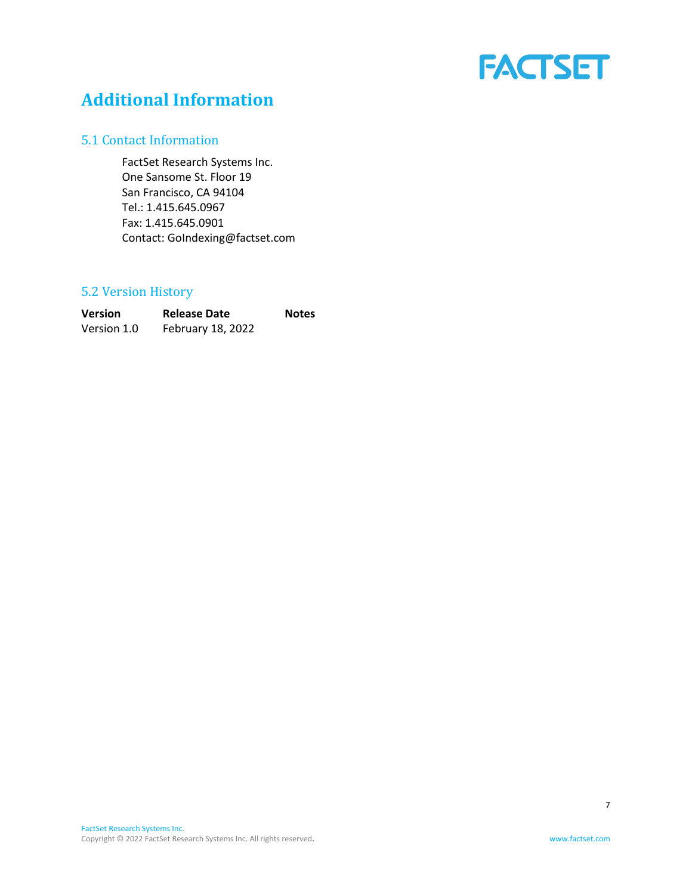# Additional Information

## 5.1 Contact Information

FactSet Research Systems Inc.
One Sansome St. Floor 19
San Francisco, CA 94104
Tel.: 1.415.645.0967
Fax: 1.415.645.0901
Contact: GoIndexing@factset.com

## 5.2 Version History

| Version | Release Date | Notes |
| --- | --- | --- |
| Version 1.0 | February 18, 2022 | |